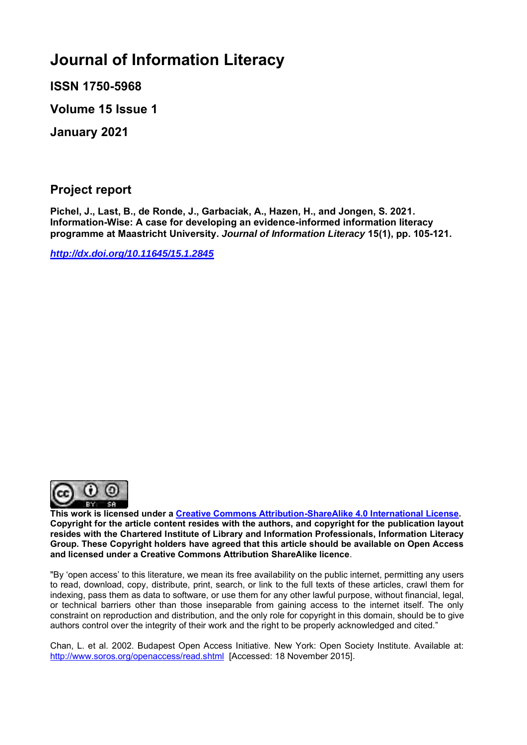# Journal of Information Literacy

**ISSN 1750-5968**

**Volume 15 Issue 1**

**January 2021**

## Project report

**Pichel, J., Last, B., de Ronde, J., Garbaciak, A., Hazen, H., and Jongen, S. 2021. Information-Wise: A case for developing an evidence-informed information literacy programme at Maastricht University. *Journal of Information Literacy* 15(1), pp. 105-121.**

***http://dx.doi.org/10.11645/15.1.2845***

**This work is licensed under a Creative Commons Attribution-ShareAlike 4.0 International License. Copyright for the article content resides with the authors, and copyright for the publication layout resides with the Chartered Institute of Library and Information Professionals, Information Literacy Group. These Copyright holders have agreed that this article should be available on Open Access and licensed under a Creative Commons Attribution ShareAlike licence**.

"By 'open access' to this literature, we mean its free availability on the public internet, permitting any users to read, download, copy, distribute, print, search, or link to the full texts of these articles, crawl them for indexing, pass them as data to software, or use them for any other lawful purpose, without financial, legal, or technical barriers other than those inseparable from gaining access to the internet itself. The only constraint on reproduction and distribution, and the only role for copyright in this domain, should be to give authors control over the integrity of their work and the right to be properly acknowledged and cited."

Chan, L. et al. 2002. Budapest Open Access Initiative. New York: Open Society Institute. Available at: http://www.soros.org/openaccess/read.shtml [Accessed: 18 November 2015].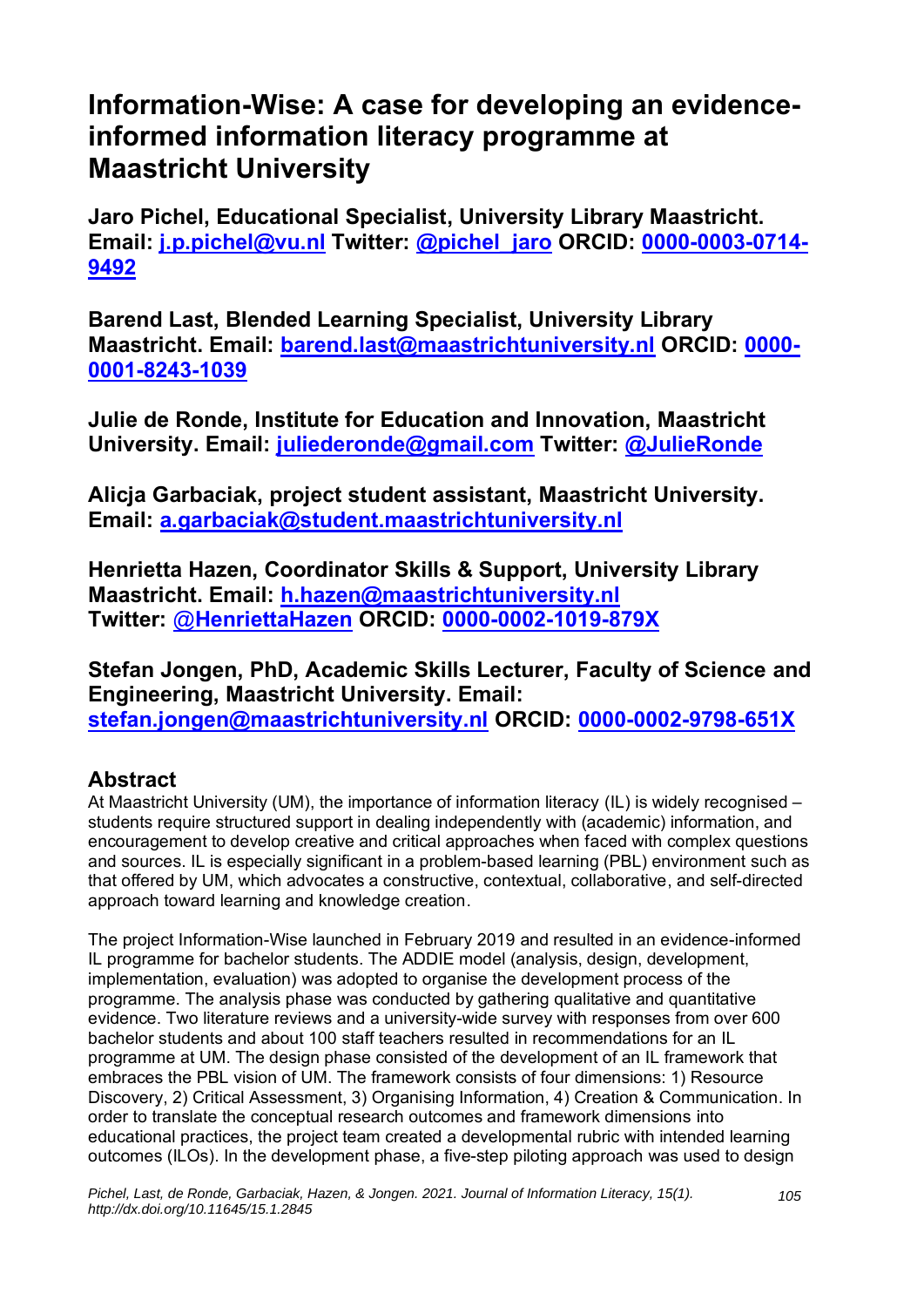# Information-Wise: A case for developing an evidence-informed information literacy programme at Maastricht University

**Jaro Pichel, Educational Specialist, University Library Maastricht. Email: j.p.pichel@vu.nl Twitter: @pichel_jaro ORCID: 0000-0003-0714-9492**

**Barend Last, Blended Learning Specialist, University Library Maastricht. Email: barend.last@maastrichtuniversity.nl ORCID: 0000-0001-8243-1039**

**Julie de Ronde, Institute for Education and Innovation, Maastricht University. Email: juliederonde@gmail.com Twitter: @JulieRonde**

**Alicja Garbaciak, project student assistant, Maastricht University. Email: a.garbaciak@student.maastrichtuniversity.nl**

**Henrietta Hazen, Coordinator Skills & Support, University Library Maastricht. Email: h.hazen@maastrichtuniversity.nl Twitter: @HenriettaHazen ORCID: 0000-0002-1019-879X**

**Stefan Jongen, PhD, Academic Skills Lecturer, Faculty of Science and Engineering, Maastricht University. Email: stefan.jongen@maastrichtuniversity.nl ORCID: 0000-0002-9798-651X**

## Abstract

At Maastricht University (UM), the importance of information literacy (IL) is widely recognised – students require structured support in dealing independently with (academic) information, and encouragement to develop creative and critical approaches when faced with complex questions and sources. IL is especially significant in a problem-based learning (PBL) environment such as that offered by UM, which advocates a constructive, contextual, collaborative, and self-directed approach toward learning and knowledge creation.

The project Information-Wise launched in February 2019 and resulted in an evidence-informed IL programme for bachelor students. The ADDIE model (analysis, design, development, implementation, evaluation) was adopted to organise the development process of the programme. The analysis phase was conducted by gathering qualitative and quantitative evidence. Two literature reviews and a university-wide survey with responses from over 600 bachelor students and about 100 staff teachers resulted in recommendations for an IL programme at UM. The design phase consisted of the development of an IL framework that embraces the PBL vision of UM. The framework consists of four dimensions: 1) Resource Discovery, 2) Critical Assessment, 3) Organising Information, 4) Creation & Communication. In order to translate the conceptual research outcomes and framework dimensions into educational practices, the project team created a developmental rubric with intended learning outcomes (ILOs). In the development phase, a five-step piloting approach was used to design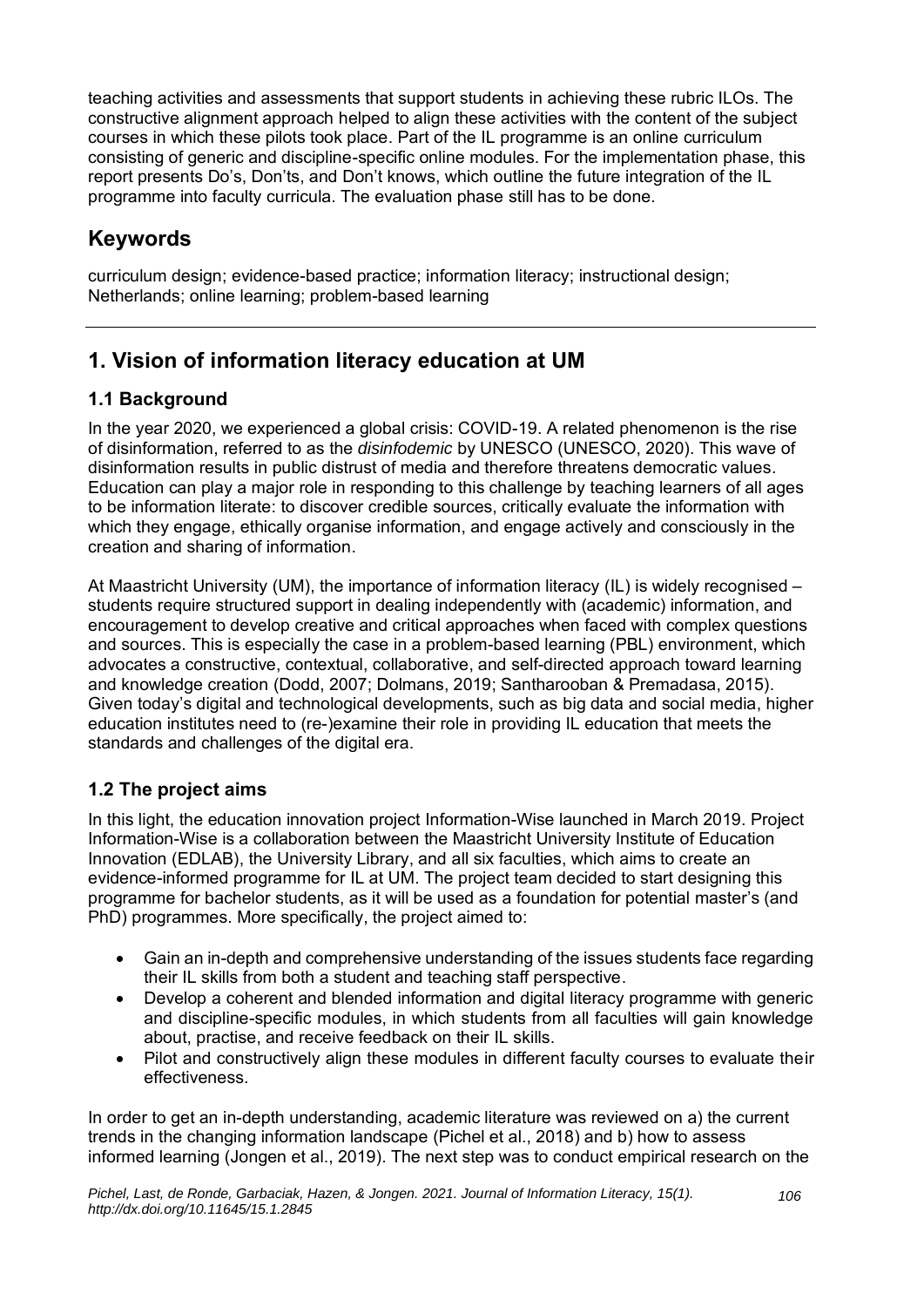teaching activities and assessments that support students in achieving these rubric ILOs. The constructive alignment approach helped to align these activities with the content of the subject courses in which these pilots took place. Part of the IL programme is an online curriculum consisting of generic and discipline-specific online modules. For the implementation phase, this report presents Do's, Don'ts, and Don't knows, which outline the future integration of the IL programme into faculty curricula. The evaluation phase still has to be done.

## Keywords

curriculum design; evidence-based practice; information literacy; instructional design; Netherlands; online learning; problem-based learning

---

## 1. Vision of information literacy education at UM

### 1.1 Background

In the year 2020, we experienced a global crisis: COVID-19. A related phenomenon is the rise of disinformation, referred to as the *disinfodemic* by UNESCO (UNESCO, 2020). This wave of disinformation results in public distrust of media and therefore threatens democratic values. Education can play a major role in responding to this challenge by teaching learners of all ages to be information literate: to discover credible sources, critically evaluate the information with which they engage, ethically organise information, and engage actively and consciously in the creation and sharing of information.

At Maastricht University (UM), the importance of information literacy (IL) is widely recognised – students require structured support in dealing independently with (academic) information, and encouragement to develop creative and critical approaches when faced with complex questions and sources. This is especially the case in a problem-based learning (PBL) environment, which advocates a constructive, contextual, collaborative, and self-directed approach toward learning and knowledge creation (Dodd, 2007; Dolmans, 2019; Santharooban & Premadasa, 2015). Given today's digital and technological developments, such as big data and social media, higher education institutes need to (re-)examine their role in providing IL education that meets the standards and challenges of the digital era.

### 1.2 The project aims

In this light, the education innovation project Information-Wise launched in March 2019. Project Information-Wise is a collaboration between the Maastricht University Institute of Education Innovation (EDLAB), the University Library, and all six faculties, which aims to create an evidence-informed programme for IL at UM. The project team decided to start designing this programme for bachelor students, as it will be used as a foundation for potential master's (and PhD) programmes. More specifically, the project aimed to:

- Gain an in-depth and comprehensive understanding of the issues students face regarding their IL skills from both a student and teaching staff perspective.
- Develop a coherent and blended information and digital literacy programme with generic and discipline-specific modules, in which students from all faculties will gain knowledge about, practise, and receive feedback on their IL skills.
- Pilot and constructively align these modules in different faculty courses to evaluate their effectiveness.

In order to get an in-depth understanding, academic literature was reviewed on a) the current trends in the changing information landscape (Pichel et al., 2018) and b) how to assess informed learning (Jongen et al., 2019). The next step was to conduct empirical research on the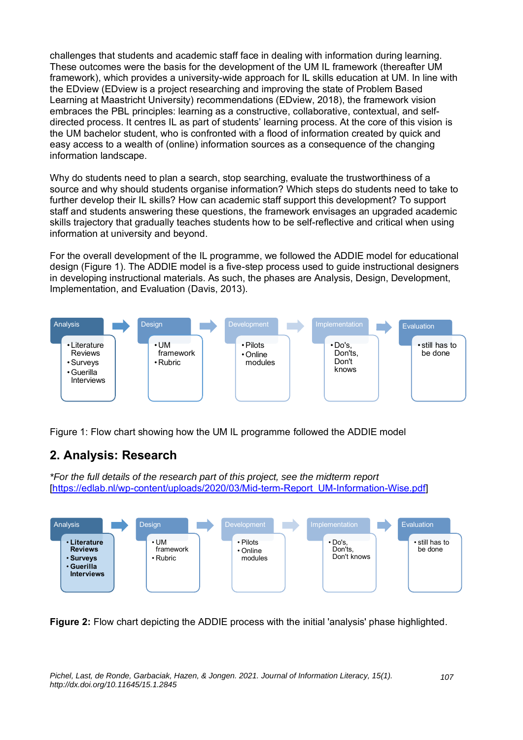challenges that students and academic staff face in dealing with information during learning. These outcomes were the basis for the development of the UM IL framework (thereafter UM framework), which provides a university-wide approach for IL skills education at UM. In line with the EDview (EDview is a project researching and improving the state of Problem Based Learning at Maastricht University) recommendations (EDview, 2018), the framework vision embraces the PBL principles: learning as a constructive, collaborative, contextual, and self-directed process. It centres IL as part of students' learning process. At the core of this vision is the UM bachelor student, who is confronted with a flood of information created by quick and easy access to a wealth of (online) information sources as a consequence of the changing information landscape.

Why do students need to plan a search, stop searching, evaluate the trustworthiness of a source and why should students organise information? Which steps do students need to take to further develop their IL skills? How can academic staff support this development? To support staff and students answering these questions, the framework envisages an upgraded academic skills trajectory that gradually teaches students how to be self-reflective and critical when using information at university and beyond.

For the overall development of the IL programme, we followed the ADDIE model for educational design (Figure 1). The ADDIE model is a five-step process used to guide instructional designers in developing instructional materials. As such, the phases are Analysis, Design, Development, Implementation, and Evaluation (Davis, 2013).

| Analysis | Design | Development | Implementation | Evaluation |
|---|---|---|---|---|
| • Literature Reviews<br>• Surveys<br>• Guerilla Interviews | • UM framework<br>• Rubric | • Pilots<br>• Online modules | • Do's, Don'ts, Don't knows | • still has to be done |

Figure 1: Flow chart showing how the UM IL programme followed the ADDIE model

## 2. Analysis: Research

*For the full details of the research part of this project, see the midterm report [https://edlab.nl/wp-content/uploads/2020/03/Mid-term-Report_UM-Information-Wise.pdf]*

| Analysis | Design | Development | Implementation | Evaluation |
|---|---|---|---|---|
| • **Literature Reviews**<br>• **Surveys**<br>• **Guerilla Interviews** | • UM framework<br>• Rubric | • Pilots<br>• Online modules | • Do's, Don'ts, Don't knows | • still has to be done |

**Figure 2:** Flow chart depicting the ADDIE process with the initial 'analysis' phase highlighted.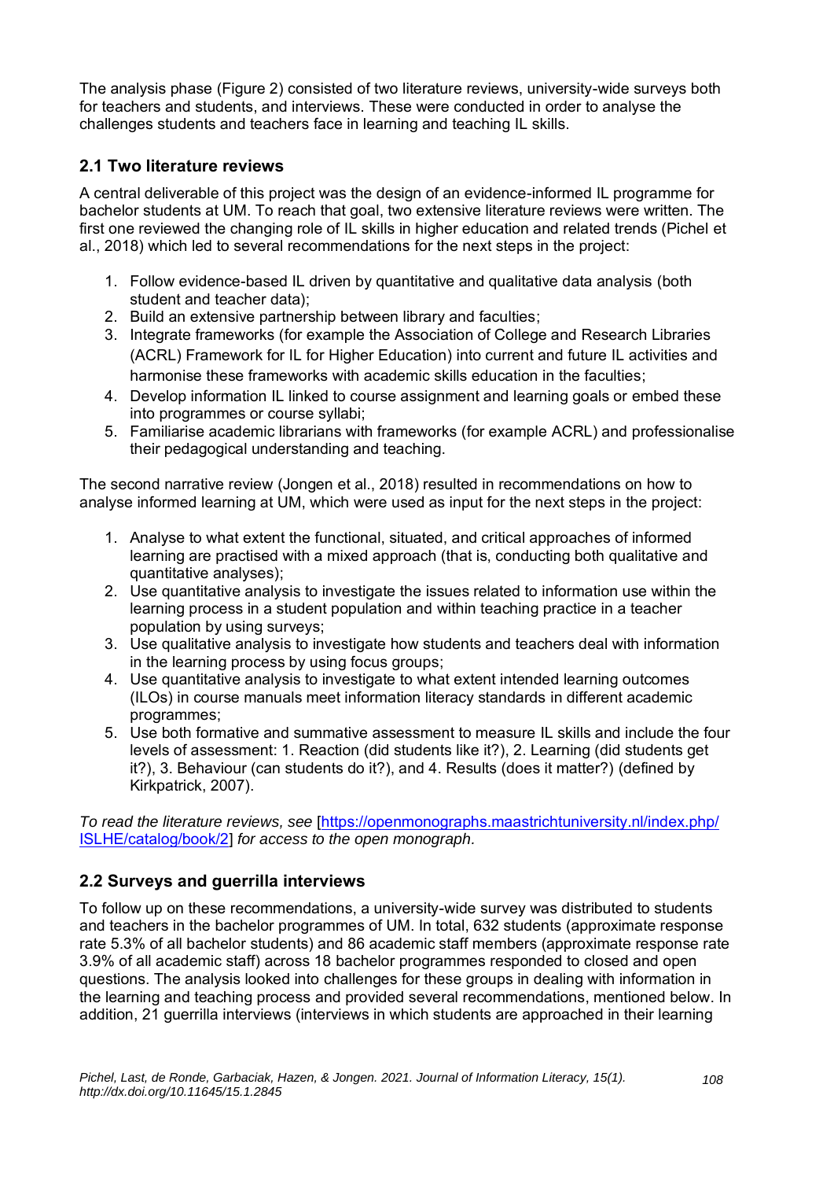The analysis phase (Figure 2) consisted of two literature reviews, university-wide surveys both for teachers and students, and interviews. These were conducted in order to analyse the challenges students and teachers face in learning and teaching IL skills.

## 2.1 Two literature reviews

A central deliverable of this project was the design of an evidence-informed IL programme for bachelor students at UM. To reach that goal, two extensive literature reviews were written. The first one reviewed the changing role of IL skills in higher education and related trends (Pichel et al., 2018) which led to several recommendations for the next steps in the project:

1. Follow evidence-based IL driven by quantitative and qualitative data analysis (both student and teacher data);
2. Build an extensive partnership between library and faculties;
3. Integrate frameworks (for example the Association of College and Research Libraries (ACRL) Framework for IL for Higher Education) into current and future IL activities and harmonise these frameworks with academic skills education in the faculties;
4. Develop information IL linked to course assignment and learning goals or embed these into programmes or course syllabi;
5. Familiarise academic librarians with frameworks (for example ACRL) and professionalise their pedagogical understanding and teaching.

The second narrative review (Jongen et al., 2018) resulted in recommendations on how to analyse informed learning at UM, which were used as input for the next steps in the project:

1. Analyse to what extent the functional, situated, and critical approaches of informed learning are practised with a mixed approach (that is, conducting both qualitative and quantitative analyses);
2. Use quantitative analysis to investigate the issues related to information use within the learning process in a student population and within teaching practice in a teacher population by using surveys;
3. Use qualitative analysis to investigate how students and teachers deal with information in the learning process by using focus groups;
4. Use quantitative analysis to investigate to what extent intended learning outcomes (ILOs) in course manuals meet information literacy standards in different academic programmes;
5. Use both formative and summative assessment to measure IL skills and include the four levels of assessment: 1. Reaction (did students like it?), 2. Learning (did students get it?), 3. Behaviour (can students do it?), and 4. Results (does it matter?) (defined by Kirkpatrick, 2007).

*To read the literature reviews, see* [https://openmonographs.maastrichtuniversity.nl/index.php/ISLHE/catalog/book/2] *for access to the open monograph.*

## 2.2 Surveys and guerrilla interviews

To follow up on these recommendations, a university-wide survey was distributed to students and teachers in the bachelor programmes of UM. In total, 632 students (approximate response rate 5.3% of all bachelor students) and 86 academic staff members (approximate response rate 3.9% of all academic staff) across 18 bachelor programmes responded to closed and open questions. The analysis looked into challenges for these groups in dealing with information in the learning and teaching process and provided several recommendations, mentioned below. In addition, 21 guerrilla interviews (interviews in which students are approached in their learning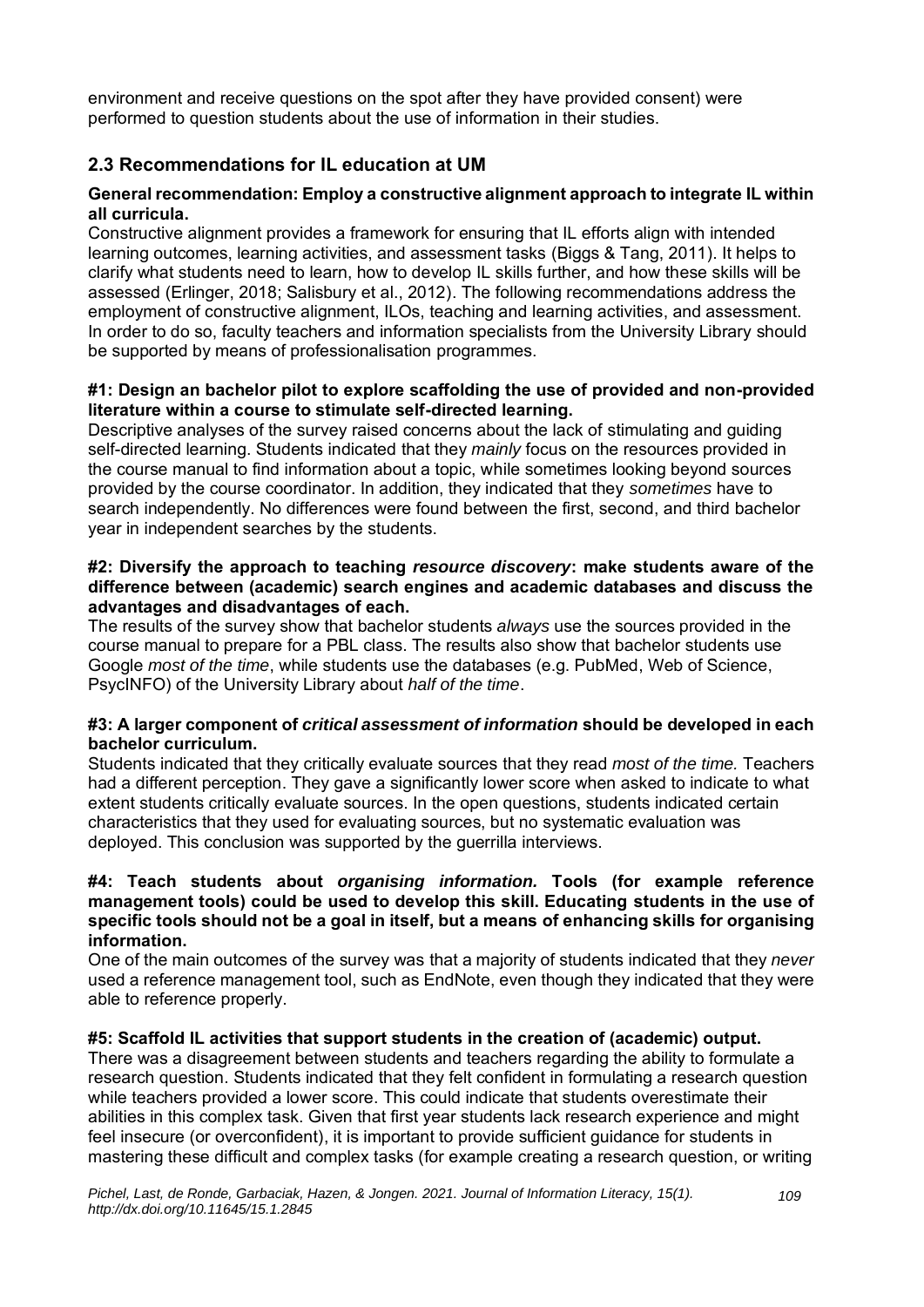environment and receive questions on the spot after they have provided consent) were performed to question students about the use of information in their studies.

## 2.3 Recommendations for IL education at UM

**General recommendation: Employ a constructive alignment approach to integrate IL within all curricula.**

Constructive alignment provides a framework for ensuring that IL efforts align with intended learning outcomes, learning activities, and assessment tasks (Biggs & Tang, 2011). It helps to clarify what students need to learn, how to develop IL skills further, and how these skills will be assessed (Erlinger, 2018; Salisbury et al., 2012). The following recommendations address the employment of constructive alignment, ILOs, teaching and learning activities, and assessment. In order to do so, faculty teachers and information specialists from the University Library should be supported by means of professionalisation programmes.

**#1: Design an bachelor pilot to explore scaffolding the use of provided and non-provided literature within a course to stimulate self-directed learning.**

Descriptive analyses of the survey raised concerns about the lack of stimulating and guiding self-directed learning. Students indicated that they *mainly* focus on the resources provided in the course manual to find information about a topic, while sometimes looking beyond sources provided by the course coordinator. In addition, they indicated that they *sometimes* have to search independently. No differences were found between the first, second, and third bachelor year in independent searches by the students.

**#2: Diversify the approach to teaching *resource discovery*: make students aware of the difference between (academic) search engines and academic databases and discuss the advantages and disadvantages of each.**

The results of the survey show that bachelor students *always* use the sources provided in the course manual to prepare for a PBL class. The results also show that bachelor students use Google *most of the time*, while students use the databases (e.g. PubMed, Web of Science, PsycINFO) of the University Library about *half of the time*.

**#3: A larger component of *critical assessment of information* should be developed in each bachelor curriculum.**

Students indicated that they critically evaluate sources that they read *most of the time.* Teachers had a different perception. They gave a significantly lower score when asked to indicate to what extent students critically evaluate sources. In the open questions, students indicated certain characteristics that they used for evaluating sources, but no systematic evaluation was deployed. This conclusion was supported by the guerrilla interviews.

**#4: Teach students about *organising information.* Tools (for example reference management tools) could be used to develop this skill. Educating students in the use of specific tools should not be a goal in itself, but a means of enhancing skills for organising information.**

One of the main outcomes of the survey was that a majority of students indicated that they *never* used a reference management tool, such as EndNote, even though they indicated that they were able to reference properly.

**#5: Scaffold IL activities that support students in the creation of (academic) output.**

There was a disagreement between students and teachers regarding the ability to formulate a research question. Students indicated that they felt confident in formulating a research question while teachers provided a lower score. This could indicate that students overestimate their abilities in this complex task. Given that first year students lack research experience and might feel insecure (or overconfident), it is important to provide sufficient guidance for students in mastering these difficult and complex tasks (for example creating a research question, or writing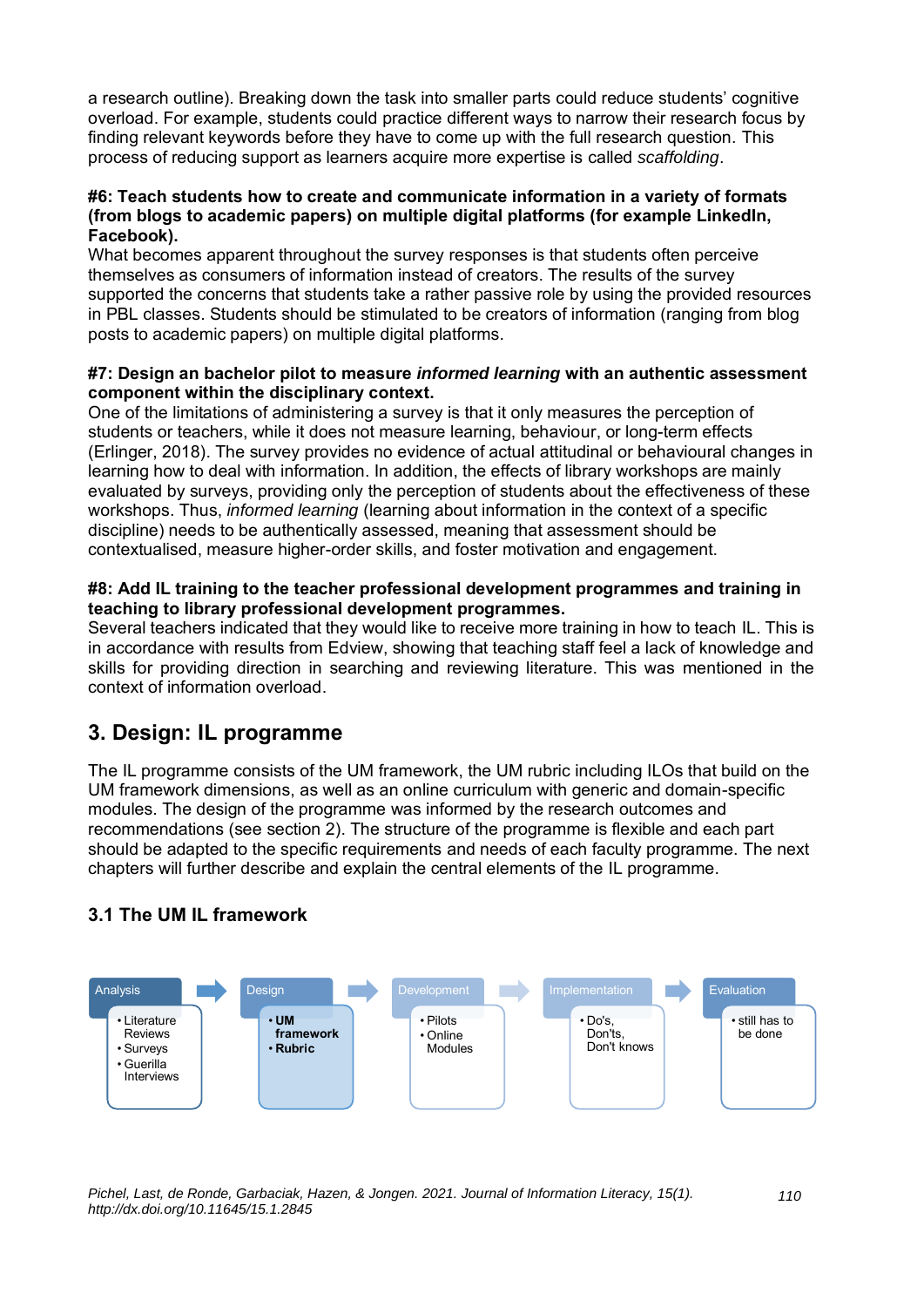a research outline). Breaking down the task into smaller parts could reduce students' cognitive overload. For example, students could practice different ways to narrow their research focus by finding relevant keywords before they have to come up with the full research question. This process of reducing support as learners acquire more expertise is called *scaffolding*.

**#6: Teach students how to create and communicate information in a variety of formats (from blogs to academic papers) on multiple digital platforms (for example LinkedIn, Facebook).**

What becomes apparent throughout the survey responses is that students often perceive themselves as consumers of information instead of creators. The results of the survey supported the concerns that students take a rather passive role by using the provided resources in PBL classes. Students should be stimulated to be creators of information (ranging from blog posts to academic papers) on multiple digital platforms.

**#7: Design an bachelor pilot to measure *informed learning* with an authentic assessment component within the disciplinary context.**

One of the limitations of administering a survey is that it only measures the perception of students or teachers, while it does not measure learning, behaviour, or long-term effects (Erlinger, 2018). The survey provides no evidence of actual attitudinal or behavioural changes in learning how to deal with information. In addition, the effects of library workshops are mainly evaluated by surveys, providing only the perception of students about the effectiveness of these workshops. Thus, *informed learning* (learning about information in the context of a specific discipline) needs to be authentically assessed, meaning that assessment should be contextualised, measure higher-order skills, and foster motivation and engagement.

**#8: Add IL training to the teacher professional development programmes and training in teaching to library professional development programmes.**

Several teachers indicated that they would like to receive more training in how to teach IL. This is in accordance with results from Edview, showing that teaching staff feel a lack of knowledge and skills for providing direction in searching and reviewing literature. This was mentioned in the context of information overload.

## 3. Design: IL programme

The IL programme consists of the UM framework, the UM rubric including ILOs that build on the UM framework dimensions, as well as an online curriculum with generic and domain-specific modules. The design of the programme was informed by the research outcomes and recommendations (see section 2). The structure of the programme is flexible and each part should be adapted to the specific requirements and needs of each faculty programme. The next chapters will further describe and explain the central elements of the IL programme.

### 3.1 The UM IL framework

| Analysis | Design | Development | Implementation | Evaluation |
|---|---|---|---|---|
| • Literature Reviews<br>• Surveys<br>• Guerilla Interviews | • **UM framework**<br>• **Rubric** | • Pilots<br>• Online Modules | • Do's, Don'ts, Don't knows | • still has to be done |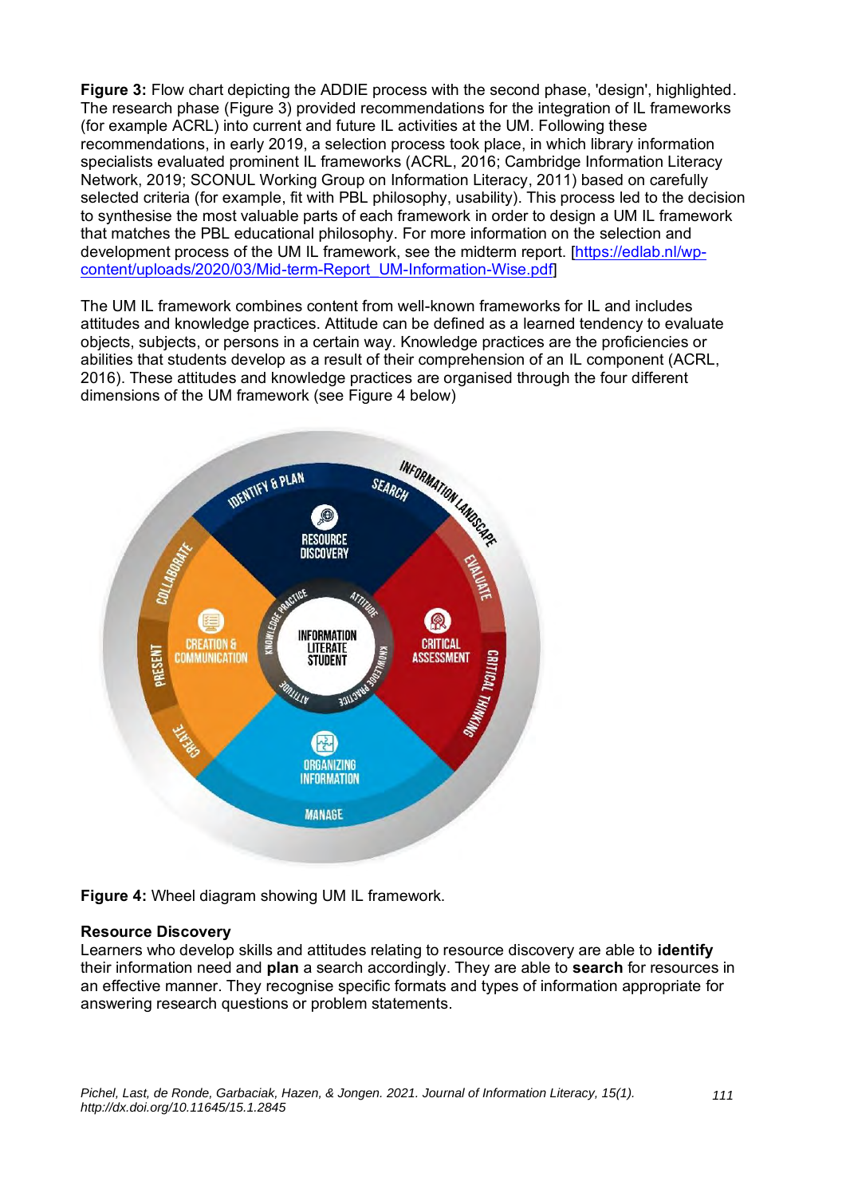**Figure 3:** Flow chart depicting the ADDIE process with the second phase, 'design', highlighted. The research phase (Figure 3) provided recommendations for the integration of IL frameworks (for example ACRL) into current and future IL activities at the UM. Following these recommendations, in early 2019, a selection process took place, in which library information specialists evaluated prominent IL frameworks (ACRL, 2016; Cambridge Information Literacy Network, 2019; SCONUL Working Group on Information Literacy, 2011) based on carefully selected criteria (for example, fit with PBL philosophy, usability). This process led to the decision to synthesise the most valuable parts of each framework in order to design a UM IL framework that matches the PBL educational philosophy. For more information on the selection and development process of the UM IL framework, see the midterm report. [https://edlab.nl/wp-content/uploads/2020/03/Mid-term-Report_UM-Information-Wise.pdf]

The UM IL framework combines content from well-known frameworks for IL and includes attitudes and knowledge practices. Attitude can be defined as a learned tendency to evaluate objects, subjects, or persons in a certain way. Knowledge practices are the proficiencies or abilities that students develop as a result of their comprehension of an IL component (ACRL, 2016). These attitudes and knowledge practices are organised through the four different dimensions of the UM framework (see Figure 4 below)

**Figure 4:** Wheel diagram showing UM IL framework.

**Resource Discovery**

Learners who develop skills and attitudes relating to resource discovery are able to **identify** their information need and **plan** a search accordingly. They are able to **search** for resources in an effective manner. They recognise specific formats and types of information appropriate for answering research questions or problem statements.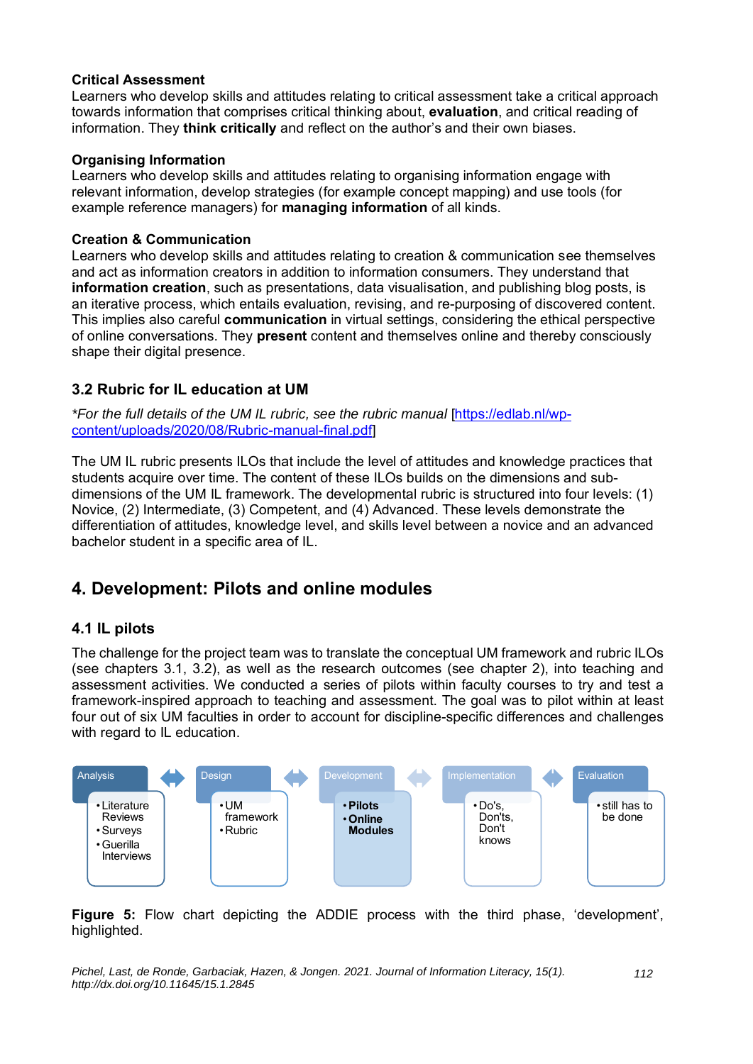**Critical Assessment**
Learners who develop skills and attitudes relating to critical assessment take a critical approach towards information that comprises critical thinking about, **evaluation**, and critical reading of information. They **think critically** and reflect on the author's and their own biases.

**Organising Information**
Learners who develop skills and attitudes relating to organising information engage with relevant information, develop strategies (for example concept mapping) and use tools (for example reference managers) for **managing information** of all kinds.

**Creation & Communication**
Learners who develop skills and attitudes relating to creation & communication see themselves and act as information creators in addition to information consumers. They understand that **information creation**, such as presentations, data visualisation, and publishing blog posts, is an iterative process, which entails evaluation, revising, and re-purposing of discovered content. This implies also careful **communication** in virtual settings, considering the ethical perspective of online conversations. They **present** content and themselves online and thereby consciously shape their digital presence.

### 3.2 Rubric for IL education at UM

*For the full details of the UM IL rubric, see the rubric manual* [https://edlab.nl/wp-content/uploads/2020/08/Rubric-manual-final.pdf]

The UM IL rubric presents ILOs that include the level of attitudes and knowledge practices that students acquire over time. The content of these ILOs builds on the dimensions and sub-dimensions of the UM IL framework. The developmental rubric is structured into four levels: (1) Novice, (2) Intermediate, (3) Competent, and (4) Advanced. These levels demonstrate the differentiation of attitudes, knowledge level, and skills level between a novice and an advanced bachelor student in a specific area of IL.

## 4. Development: Pilots and online modules

### 4.1 IL pilots

The challenge for the project team was to translate the conceptual UM framework and rubric ILOs (see chapters 3.1, 3.2), as well as the research outcomes (see chapter 2), into teaching and assessment activities. We conducted a series of pilots within faculty courses to try and test a framework-inspired approach to teaching and assessment. The goal was to pilot within at least four out of six UM faculties in order to account for discipline-specific differences and challenges with regard to IL education.

| Analysis | Design | Development | Implementation | Evaluation |
| --- | --- | --- | --- | --- |
| • Literature Reviews<br>• Surveys<br>• Guerilla Interviews | • UM framework<br>• Rubric | • **Pilots**<br>• **Online Modules** | • Do's, Don'ts, Don't knows | • still has to be done |

**Figure 5:** Flow chart depicting the ADDIE process with the third phase, 'development', highlighted.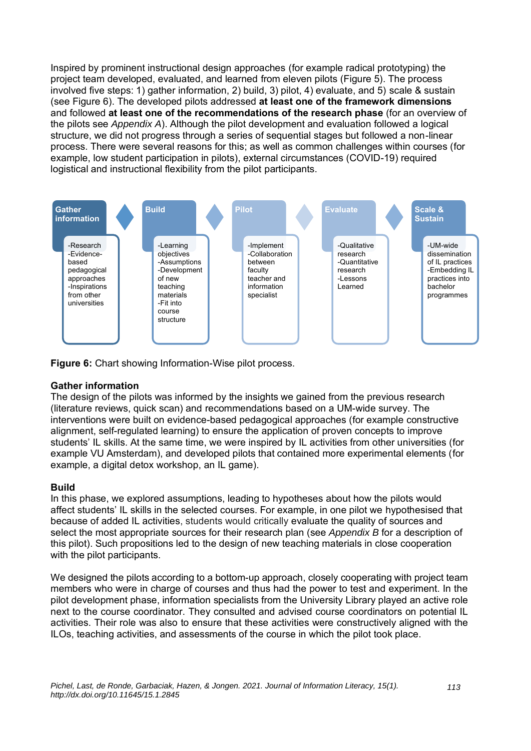Inspired by prominent instructional design approaches (for example radical prototyping) the project team developed, evaluated, and learned from eleven pilots (Figure 5). The process involved five steps: 1) gather information, 2) build, 3) pilot, 4) evaluate, and 5) scale & sustain (see Figure 6). The developed pilots addressed **at least one of the framework dimensions** and followed **at least one of the recommendations of the research phase** (for an overview of the pilots see *Appendix A*). Although the pilot development and evaluation followed a logical structure, we did not progress through a series of sequential stages but followed a non-linear process. There were several reasons for this; as well as common challenges within courses (for example, low student participation in pilots), external circumstances (COVID-19) required logistical and instructional flexibility from the pilot participants.

| Gather information | Build | Pilot | Evaluate | Scale & Sustain |
|---|---|---|---|---|
| -Research<br>-Evidence-based pedagogical approaches<br>-Inspirations from other universities | -Learning objectives<br>-Assumptions<br>-Development of new teaching materials<br>-Fit into course structure | -Implement<br>-Collaboration between faculty teacher and information specialist | -Qualitative research<br>-Quantitative research<br>-Lessons Learned | -UM-wide dissemination of IL practices<br>-Embedding IL practices into bachelor programmes |

**Figure 6:** Chart showing Information-Wise pilot process.

### Gather information

The design of the pilots was informed by the insights we gained from the previous research (literature reviews, quick scan) and recommendations based on a UM-wide survey. The interventions were built on evidence-based pedagogical approaches (for example constructive alignment, self-regulated learning) to ensure the application of proven concepts to improve students' IL skills. At the same time, we were inspired by IL activities from other universities (for example VU Amsterdam), and developed pilots that contained more experimental elements (for example, a digital detox workshop, an IL game).

### Build

In this phase, we explored assumptions, leading to hypotheses about how the pilots would affect students' IL skills in the selected courses. For example, in one pilot we hypothesised that because of added IL activities, students would critically evaluate the quality of sources and select the most appropriate sources for their research plan (see *Appendix B* for a description of this pilot). Such propositions led to the design of new teaching materials in close cooperation with the pilot participants.

We designed the pilots according to a bottom-up approach, closely cooperating with project team members who were in charge of courses and thus had the power to test and experiment. In the pilot development phase, information specialists from the University Library played an active role next to the course coordinator. They consulted and advised course coordinators on potential IL activities. Their role was also to ensure that these activities were constructively aligned with the ILOs, teaching activities, and assessments of the course in which the pilot took place.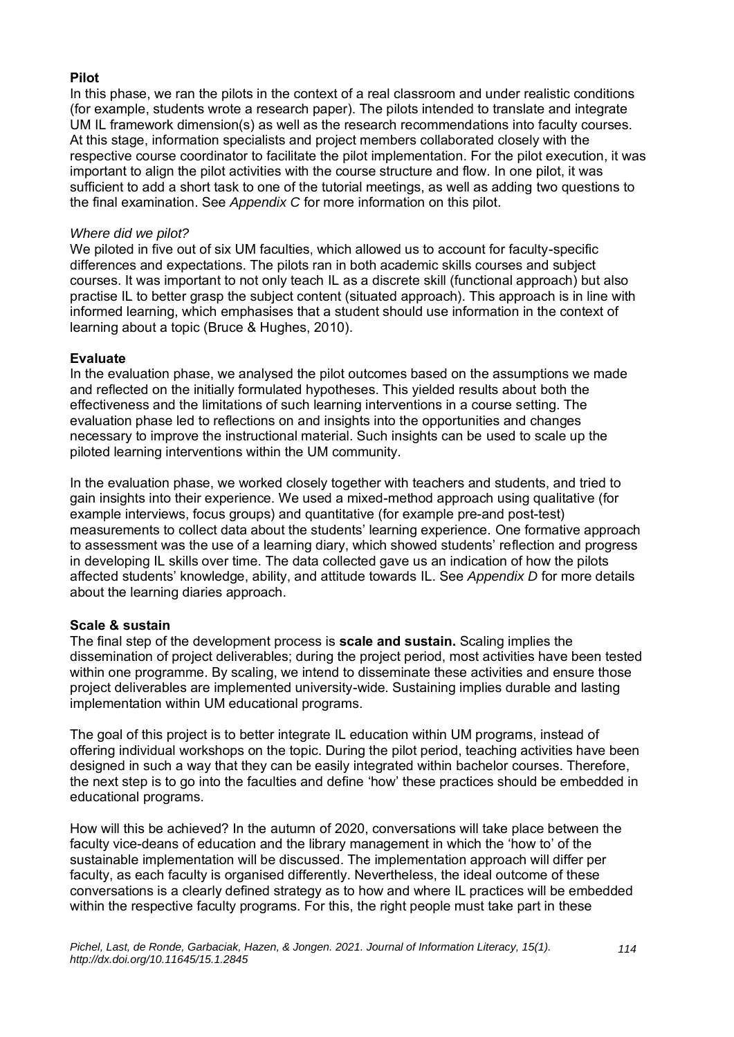**Pilot**

In this phase, we ran the pilots in the context of a real classroom and under realistic conditions (for example, students wrote a research paper). The pilots intended to translate and integrate UM IL framework dimension(s) as well as the research recommendations into faculty courses. At this stage, information specialists and project members collaborated closely with the respective course coordinator to facilitate the pilot implementation. For the pilot execution, it was important to align the pilot activities with the course structure and flow. In one pilot, it was sufficient to add a short task to one of the tutorial meetings, as well as adding two questions to the final examination. See *Appendix C* for more information on this pilot.

*Where did we pilot?*

We piloted in five out of six UM faculties, which allowed us to account for faculty-specific differences and expectations. The pilots ran in both academic skills courses and subject courses. It was important to not only teach IL as a discrete skill (functional approach) but also practise IL to better grasp the subject content (situated approach). This approach is in line with informed learning, which emphasises that a student should use information in the context of learning about a topic (Bruce & Hughes, 2010).

**Evaluate**

In the evaluation phase, we analysed the pilot outcomes based on the assumptions we made and reflected on the initially formulated hypotheses. This yielded results about both the effectiveness and the limitations of such learning interventions in a course setting. The evaluation phase led to reflections on and insights into the opportunities and changes necessary to improve the instructional material. Such insights can be used to scale up the piloted learning interventions within the UM community.

In the evaluation phase, we worked closely together with teachers and students, and tried to gain insights into their experience. We used a mixed-method approach using qualitative (for example interviews, focus groups) and quantitative (for example pre-and post-test) measurements to collect data about the students' learning experience. One formative approach to assessment was the use of a learning diary, which showed students' reflection and progress in developing IL skills over time. The data collected gave us an indication of how the pilots affected students' knowledge, ability, and attitude towards IL. See *Appendix D* for more details about the learning diaries approach.

**Scale & sustain**

The final step of the development process is **scale and sustain.** Scaling implies the dissemination of project deliverables; during the project period, most activities have been tested within one programme. By scaling, we intend to disseminate these activities and ensure those project deliverables are implemented university-wide. Sustaining implies durable and lasting implementation within UM educational programs.

The goal of this project is to better integrate IL education within UM programs, instead of offering individual workshops on the topic. During the pilot period, teaching activities have been designed in such a way that they can be easily integrated within bachelor courses. Therefore, the next step is to go into the faculties and define 'how' these practices should be embedded in educational programs.

How will this be achieved? In the autumn of 2020, conversations will take place between the faculty vice-deans of education and the library management in which the 'how to' of the sustainable implementation will be discussed. The implementation approach will differ per faculty, as each faculty is organised differently. Nevertheless, the ideal outcome of these conversations is a clearly defined strategy as to how and where IL practices will be embedded within the respective faculty programs. For this, the right people must take part in these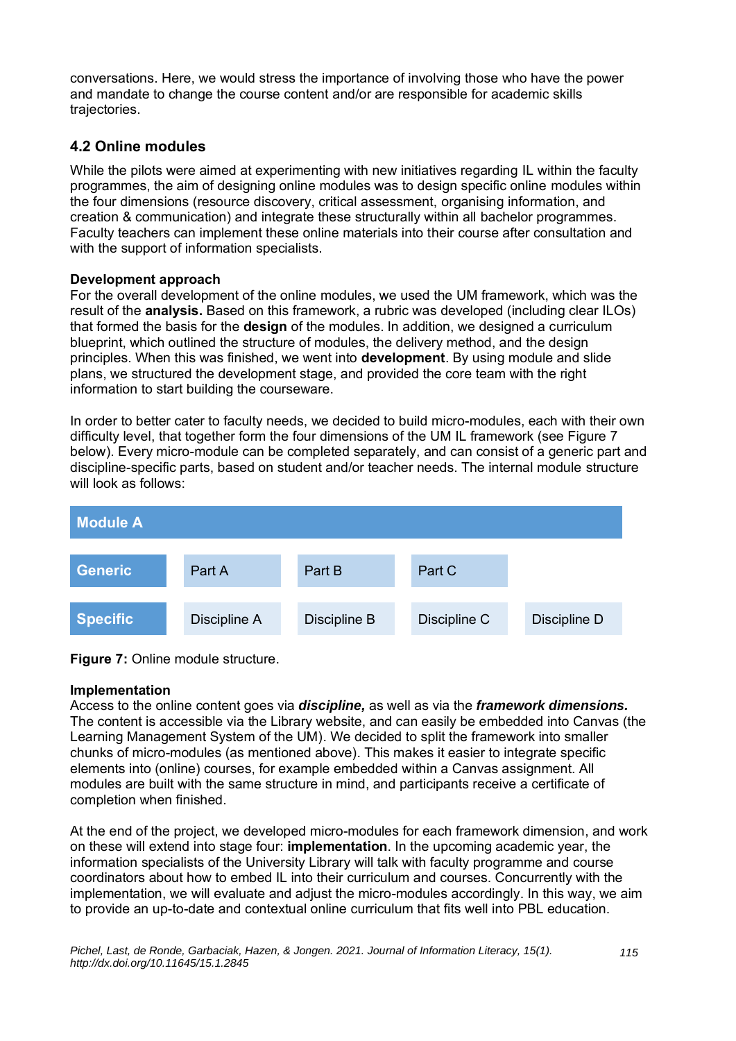conversations. Here, we would stress the importance of involving those who have the power and mandate to change the course content and/or are responsible for academic skills trajectories.

## 4.2 Online modules

While the pilots were aimed at experimenting with new initiatives regarding IL within the faculty programmes, the aim of designing online modules was to design specific online modules within the four dimensions (resource discovery, critical assessment, organising information, and creation & communication) and integrate these structurally within all bachelor programmes. Faculty teachers can implement these online materials into their course after consultation and with the support of information specialists.

**Development approach**

For the overall development of the online modules, we used the UM framework, which was the result of the **analysis.** Based on this framework, a rubric was developed (including clear ILOs) that formed the basis for the **design** of the modules. In addition, we designed a curriculum blueprint, which outlined the structure of modules, the delivery method, and the design principles. When this was finished, we went into **development**. By using module and slide plans, we structured the development stage, and provided the core team with the right information to start building the courseware.

In order to better cater to faculty needs, we decided to build micro-modules, each with their own difficulty level, that together form the four dimensions of the UM IL framework (see Figure 7 below). Every micro-module can be completed separately, and can consist of a generic part and discipline-specific parts, based on student and/or teacher needs. The internal module structure will look as follows:

| Module A | | | | |
|---|---|---|---|---|
| **Generic** | Part A | Part B | Part C | |
| **Specific** | Discipline A | Discipline B | Discipline C | Discipline D |

**Figure 7:** Online module structure.

**Implementation**

Access to the online content goes via ***discipline,*** as well as via the ***framework dimensions.*** The content is accessible via the Library website, and can easily be embedded into Canvas (the Learning Management System of the UM). We decided to split the framework into smaller chunks of micro-modules (as mentioned above). This makes it easier to integrate specific elements into (online) courses, for example embedded within a Canvas assignment. All modules are built with the same structure in mind, and participants receive a certificate of completion when finished.

At the end of the project, we developed micro-modules for each framework dimension, and work on these will extend into stage four: **implementation**. In the upcoming academic year, the information specialists of the University Library will talk with faculty programme and course coordinators about how to embed IL into their curriculum and courses. Concurrently with the implementation, we will evaluate and adjust the micro-modules accordingly. In this way, we aim to provide an up-to-date and contextual online curriculum that fits well into PBL education.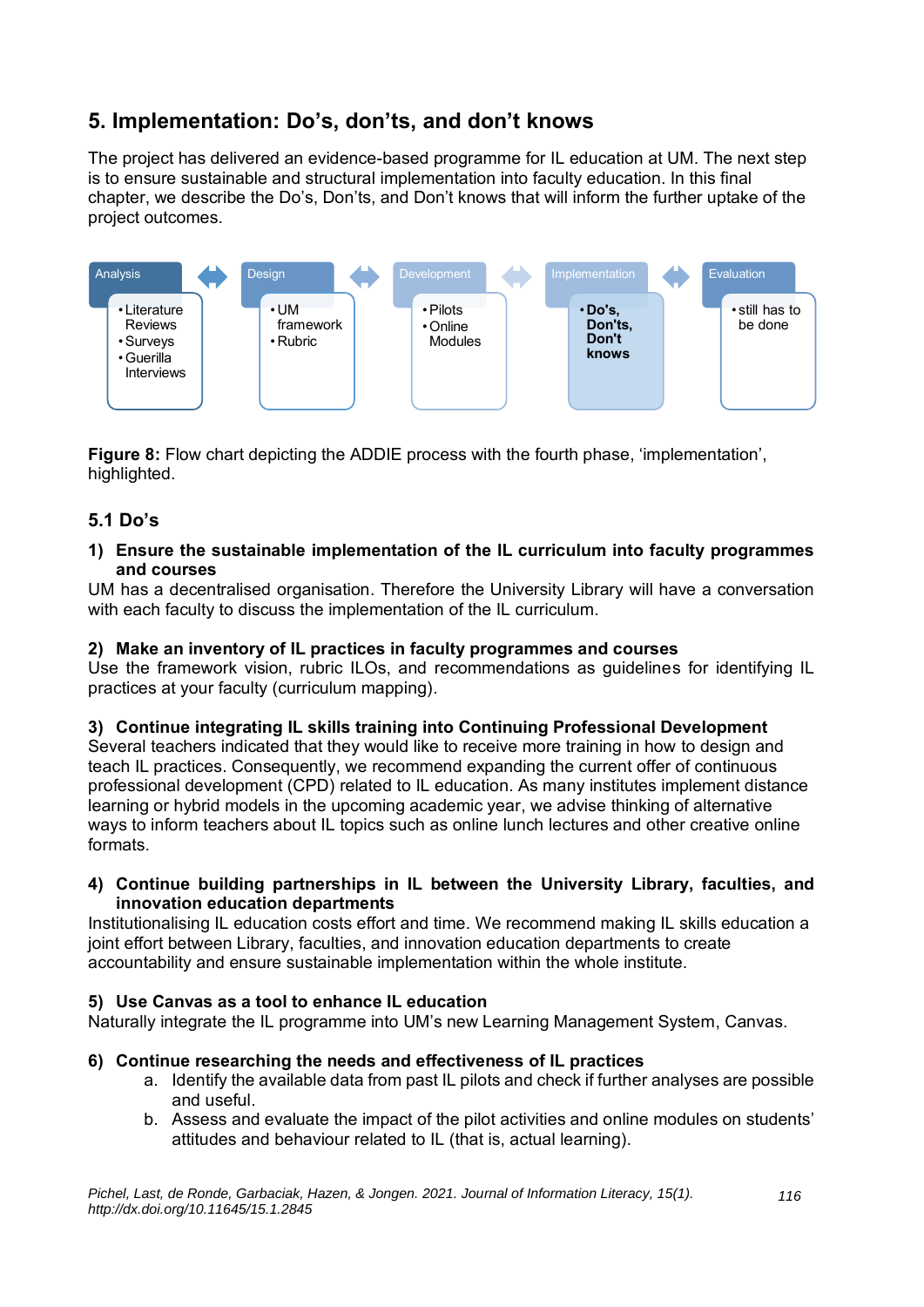## 5. Implementation: Do's, don'ts, and don't knows

The project has delivered an evidence-based programme for IL education at UM. The next step is to ensure sustainable and structural implementation into faculty education. In this final chapter, we describe the Do's, Don'ts, and Don't knows that will inform the further uptake of the project outcomes.

| Analysis | Design | Development | Implementation | Evaluation |
|---|---|---|---|---|
| • Literature Reviews<br>• Surveys<br>• Guerilla Interviews | • UM framework<br>• Rubric | • Pilots<br>• Online Modules | • **Do's, Don'ts, Don't knows** | • still has to be done |

**Figure 8:** Flow chart depicting the ADDIE process with the fourth phase, 'implementation', highlighted.

### 5.1 Do's

1) **Ensure the sustainable implementation of the IL curriculum into faculty programmes and courses**
UM has a decentralised organisation. Therefore the University Library will have a conversation with each faculty to discuss the implementation of the IL curriculum.

2) **Make an inventory of IL practices in faculty programmes and courses**
Use the framework vision, rubric ILOs, and recommendations as guidelines for identifying IL practices at your faculty (curriculum mapping).

3) **Continue integrating IL skills training into Continuing Professional Development**
Several teachers indicated that they would like to receive more training in how to design and teach IL practices. Consequently, we recommend expanding the current offer of continuous professional development (CPD) related to IL education. As many institutes implement distance learning or hybrid models in the upcoming academic year, we advise thinking of alternative ways to inform teachers about IL topics such as online lunch lectures and other creative online formats.

4) **Continue building partnerships in IL between the University Library, faculties, and innovation education departments**
Institutionalising IL education costs effort and time. We recommend making IL skills education a joint effort between Library, faculties, and innovation education departments to create accountability and ensure sustainable implementation within the whole institute.

5) **Use Canvas as a tool to enhance IL education**
Naturally integrate the IL programme into UM's new Learning Management System, Canvas.

6) **Continue researching the needs and effectiveness of IL practices**
   a. Identify the available data from past IL pilots and check if further analyses are possible and useful.
   b. Assess and evaluate the impact of the pilot activities and online modules on students' attitudes and behaviour related to IL (that is, actual learning).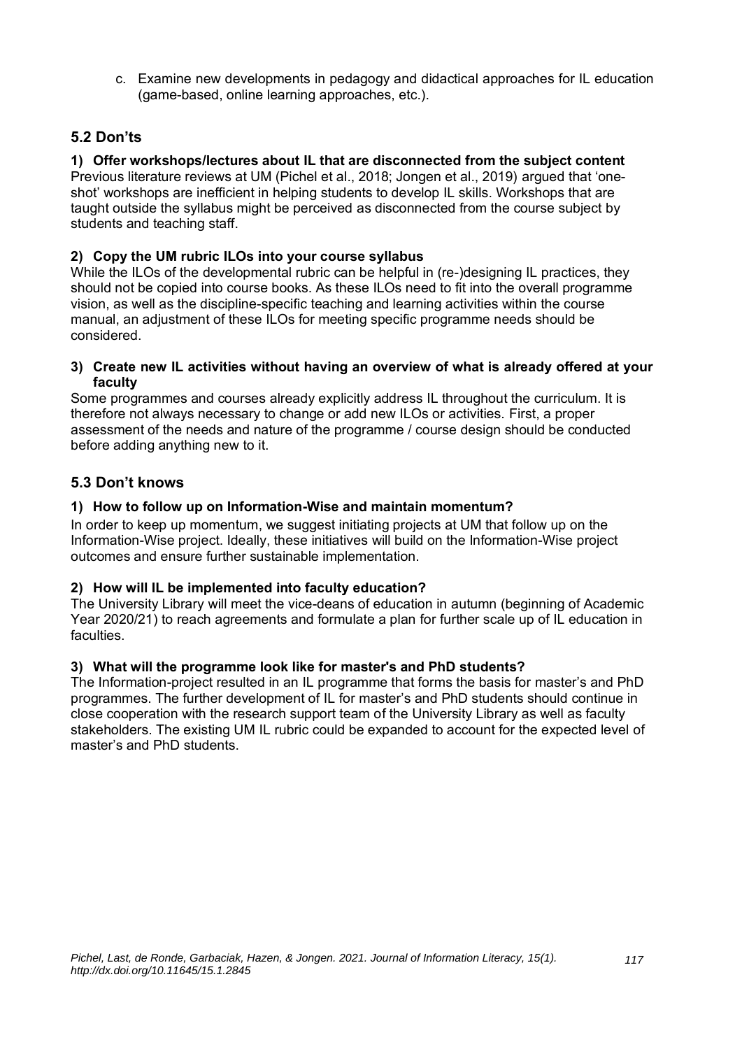c. Examine new developments in pedagogy and didactical approaches for IL education (game-based, online learning approaches, etc.).

## 5.2 Don'ts

**1) Offer workshops/lectures about IL that are disconnected from the subject content**

Previous literature reviews at UM (Pichel et al., 2018; Jongen et al., 2019) argued that 'one-shot' workshops are inefficient in helping students to develop IL skills. Workshops that are taught outside the syllabus might be perceived as disconnected from the course subject by students and teaching staff.

**2) Copy the UM rubric ILOs into your course syllabus**

While the ILOs of the developmental rubric can be helpful in (re-)designing IL practices, they should not be copied into course books. As these ILOs need to fit into the overall programme vision, as well as the discipline-specific teaching and learning activities within the course manual, an adjustment of these ILOs for meeting specific programme needs should be considered.

**3) Create new IL activities without having an overview of what is already offered at your faculty**

Some programmes and courses already explicitly address IL throughout the curriculum. It is therefore not always necessary to change or add new ILOs or activities. First, a proper assessment of the needs and nature of the programme / course design should be conducted before adding anything new to it.

## 5.3 Don't knows

**1) How to follow up on Information-Wise and maintain momentum?**

In order to keep up momentum, we suggest initiating projects at UM that follow up on the Information-Wise project. Ideally, these initiatives will build on the Information-Wise project outcomes and ensure further sustainable implementation.

**2) How will IL be implemented into faculty education?**

The University Library will meet the vice-deans of education in autumn (beginning of Academic Year 2020/21) to reach agreements and formulate a plan for further scale up of IL education in faculties.

**3) What will the programme look like for master's and PhD students?**

The Information-project resulted in an IL programme that forms the basis for master's and PhD programmes. The further development of IL for master's and PhD students should continue in close cooperation with the research support team of the University Library as well as faculty stakeholders. The existing UM IL rubric could be expanded to account for the expected level of master's and PhD students.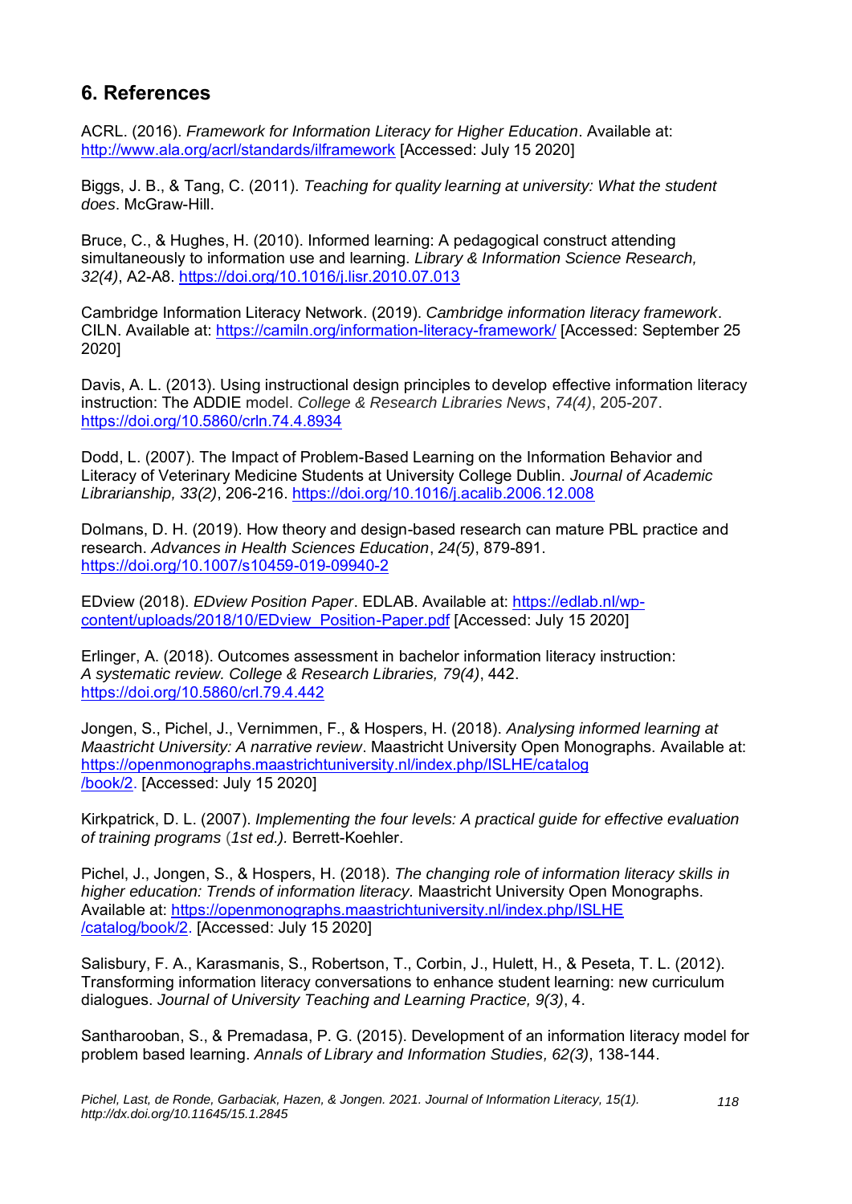## 6. References

ACRL. (2016). *Framework for Information Literacy for Higher Education*. Available at: http://www.ala.org/acrl/standards/ilframework [Accessed: July 15 2020]

Biggs, J. B., & Tang, C. (2011). *Teaching for quality learning at university: What the student does*. McGraw-Hill.

Bruce, C., & Hughes, H. (2010). Informed learning: A pedagogical construct attending simultaneously to information use and learning. *Library & Information Science Research, 32(4)*, A2-A8. https://doi.org/10.1016/j.lisr.2010.07.013

Cambridge Information Literacy Network. (2019). *Cambridge information literacy framework*. CILN. Available at: https://camiln.org/information-literacy-framework/ [Accessed: September 25 2020]

Davis, A. L. (2013). Using instructional design principles to develop effective information literacy instruction: The ADDIE model. *College & Research Libraries News*, *74(4)*, 205-207. https://doi.org/10.5860/crln.74.4.8934

Dodd, L. (2007). The Impact of Problem-Based Learning on the Information Behavior and Literacy of Veterinary Medicine Students at University College Dublin. *Journal of Academic Librarianship, 33(2)*, 206-216. https://doi.org/10.1016/j.acalib.2006.12.008

Dolmans, D. H. (2019). How theory and design-based research can mature PBL practice and research. *Advances in Health Sciences Education*, *24(5)*, 879-891. https://doi.org/10.1007/s10459-019-09940-2

EDview (2018). *EDview Position Paper*. EDLAB. Available at: https://edlab.nl/wp-content/uploads/2018/10/EDview_Position-Paper.pdf [Accessed: July 15 2020]

Erlinger, A. (2018). Outcomes assessment in bachelor information literacy instruction: *A systematic review. College & Research Libraries, 79(4)*, 442. https://doi.org/10.5860/crl.79.4.442

Jongen, S., Pichel, J., Vernimmen, F., & Hospers, H. (2018). *Analysing informed learning at Maastricht University: A narrative review*. Maastricht University Open Monographs. Available at: https://openmonographs.maastrichtuniversity.nl/index.php/ISLHE/catalog/book/2. [Accessed: July 15 2020]

Kirkpatrick, D. L. (2007). *Implementing the four levels: A practical guide for effective evaluation of training programs* (*1st ed.).* Berrett-Koehler.

Pichel, J., Jongen, S., & Hospers, H. (2018). *The changing role of information literacy skills in higher education: Trends of information literacy*. Maastricht University Open Monographs. Available at: https://openmonographs.maastrichtuniversity.nl/index.php/ISLHE/catalog/book/2. [Accessed: July 15 2020]

Salisbury, F. A., Karasmanis, S., Robertson, T., Corbin, J., Hulett, H., & Peseta, T. L. (2012). Transforming information literacy conversations to enhance student learning: new curriculum dialogues. *Journal of University Teaching and Learning Practice, 9(3)*, 4.

Santharooban, S., & Premadasa, P. G. (2015). Development of an information literacy model for problem based learning. *Annals of Library and Information Studies, 62(3)*, 138-144.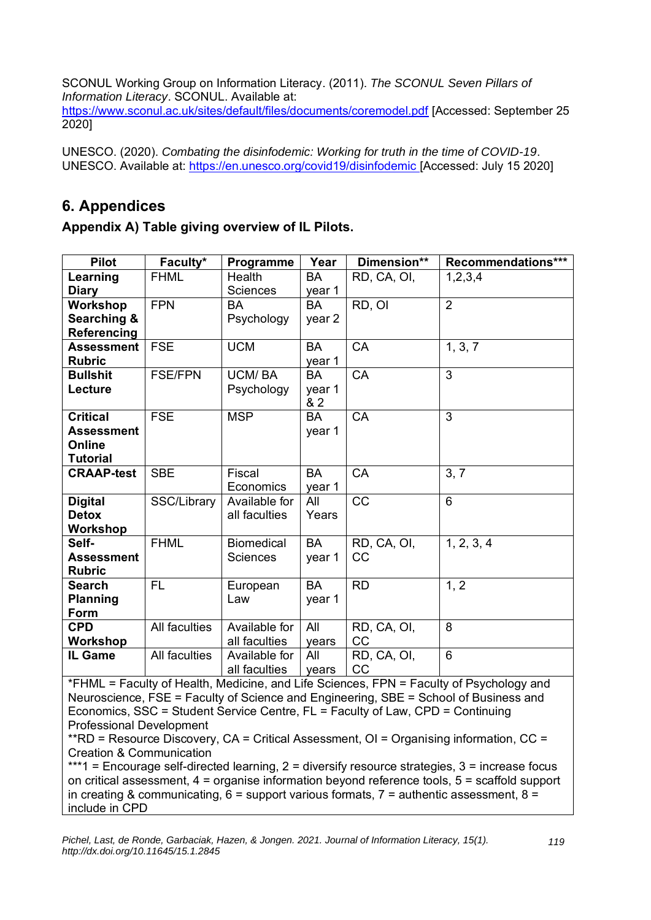SCONUL Working Group on Information Literacy. (2011). *The SCONUL Seven Pillars of Information Literacy*. SCONUL. Available at: https://www.sconul.ac.uk/sites/default/files/documents/coremodel.pdf [Accessed: September 25 2020]

UNESCO. (2020). *Combating the disinfodemic: Working for truth in the time of COVID-19*. UNESCO. Available at: https://en.unesco.org/covid19/disinfodemic [Accessed: July 15 2020]

## 6. Appendices

### Appendix A) Table giving overview of IL Pilots.

| Pilot | Faculty* | Programme | Year | Dimension** | Recommendations*** |
|---|---|---|---|---|---|
| **Learning Diary** | FHML | Health Sciences | BA year 1 | RD, CA, OI, | 1,2,3,4 |
| **Workshop Searching & Referencing** | FPN | BA Psychology | BA year 2 | RD, OI | 2 |
| **Assessment Rubric** | FSE | UCM | BA year 1 | CA | 1, 3, 7 |
| **Bullshit Lecture** | FSE/FPN | UCM/ BA Psychology | BA year 1 & 2 | CA | 3 |
| **Critical Assessment Online Tutorial** | FSE | MSP | BA year 1 | CA | 3 |
| **CRAAP-test** | SBE | Fiscal Economics | BA year 1 | CA | 3, 7 |
| **Digital Detox Workshop** | SSC/Library | Available for all faculties | All Years | CC | 6 |
| **Self-Assessment Rubric** | FHML | Biomedical Sciences | BA year 1 | RD, CA, OI, CC | 1, 2, 3, 4 |
| **Search Planning Form** | FL | European Law | BA year 1 | RD | 1, 2 |
| **CPD Workshop** | All faculties | Available for all faculties | All years | RD, CA, OI, CC | 8 |
| **IL Game** | All faculties | Available for all faculties | All years | RD, CA, OI, CC | 6 |

*FHML = Faculty of Health, Medicine, and Life Sciences, FPN = Faculty of Psychology and Neuroscience, FSE = Faculty of Science and Engineering, SBE = School of Business and Economics, SSC = Student Service Centre, FL = Faculty of Law, CPD = Continuing Professional Development
**RD = Resource Discovery, CA = Critical Assessment, OI = Organising information, CC = Creation & Communication
***1 = Encourage self-directed learning, 2 = diversify resource strategies, 3 = increase focus on critical assessment, 4 = organise information beyond reference tools, 5 = scaffold support in creating & communicating, 6 = support various formats, 7 = authentic assessment, 8 = include in CPD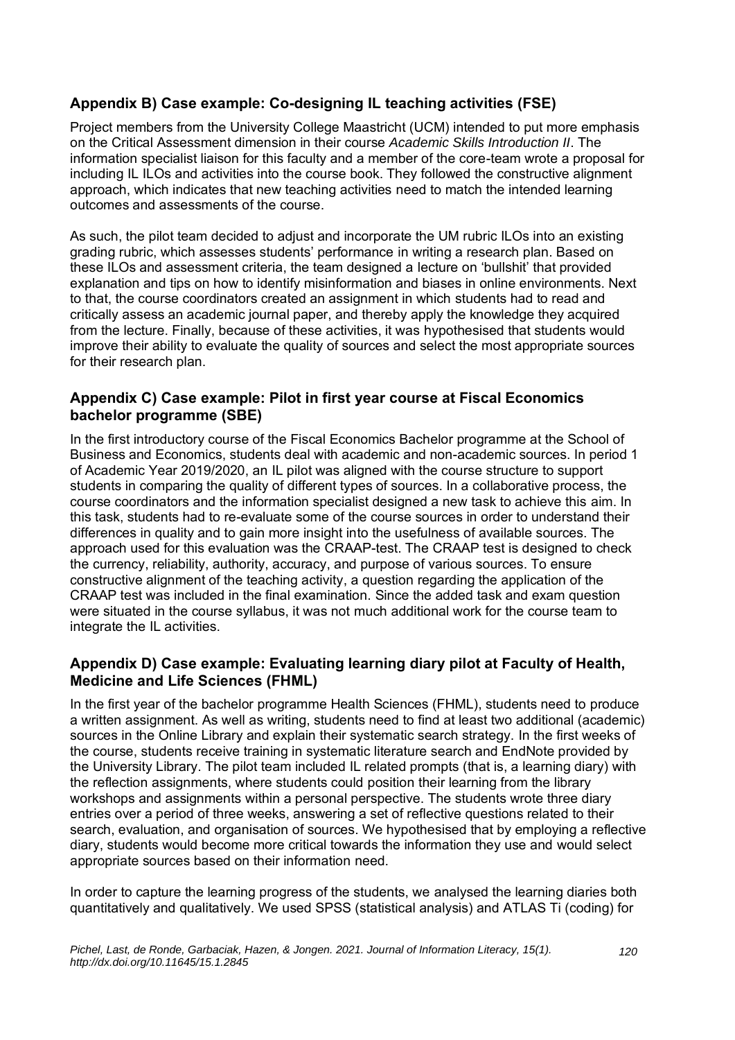## Appendix B) Case example: Co-designing IL teaching activities (FSE)

Project members from the University College Maastricht (UCM) intended to put more emphasis on the Critical Assessment dimension in their course *Academic Skills Introduction II*. The information specialist liaison for this faculty and a member of the core-team wrote a proposal for including IL ILOs and activities into the course book. They followed the constructive alignment approach, which indicates that new teaching activities need to match the intended learning outcomes and assessments of the course.

As such, the pilot team decided to adjust and incorporate the UM rubric ILOs into an existing grading rubric, which assesses students' performance in writing a research plan. Based on these ILOs and assessment criteria, the team designed a lecture on 'bullshit' that provided explanation and tips on how to identify misinformation and biases in online environments. Next to that, the course coordinators created an assignment in which students had to read and critically assess an academic journal paper, and thereby apply the knowledge they acquired from the lecture. Finally, because of these activities, it was hypothesised that students would improve their ability to evaluate the quality of sources and select the most appropriate sources for their research plan.

## Appendix C) Case example: Pilot in first year course at Fiscal Economics bachelor programme (SBE)

In the first introductory course of the Fiscal Economics Bachelor programme at the School of Business and Economics, students deal with academic and non-academic sources. In period 1 of Academic Year 2019/2020, an IL pilot was aligned with the course structure to support students in comparing the quality of different types of sources. In a collaborative process, the course coordinators and the information specialist designed a new task to achieve this aim. In this task, students had to re-evaluate some of the course sources in order to understand their differences in quality and to gain more insight into the usefulness of available sources. The approach used for this evaluation was the CRAAP-test. The CRAAP test is designed to check the currency, reliability, authority, accuracy, and purpose of various sources. To ensure constructive alignment of the teaching activity, a question regarding the application of the CRAAP test was included in the final examination. Since the added task and exam question were situated in the course syllabus, it was not much additional work for the course team to integrate the IL activities.

## Appendix D) Case example: Evaluating learning diary pilot at Faculty of Health, Medicine and Life Sciences (FHML)

In the first year of the bachelor programme Health Sciences (FHML), students need to produce a written assignment. As well as writing, students need to find at least two additional (academic) sources in the Online Library and explain their systematic search strategy. In the first weeks of the course, students receive training in systematic literature search and EndNote provided by the University Library. The pilot team included IL related prompts (that is, a learning diary) with the reflection assignments, where students could position their learning from the library workshops and assignments within a personal perspective. The students wrote three diary entries over a period of three weeks, answering a set of reflective questions related to their search, evaluation, and organisation of sources. We hypothesised that by employing a reflective diary, students would become more critical towards the information they use and would select appropriate sources based on their information need.

In order to capture the learning progress of the students, we analysed the learning diaries both quantitatively and qualitatively. We used SPSS (statistical analysis) and ATLAS Ti (coding) for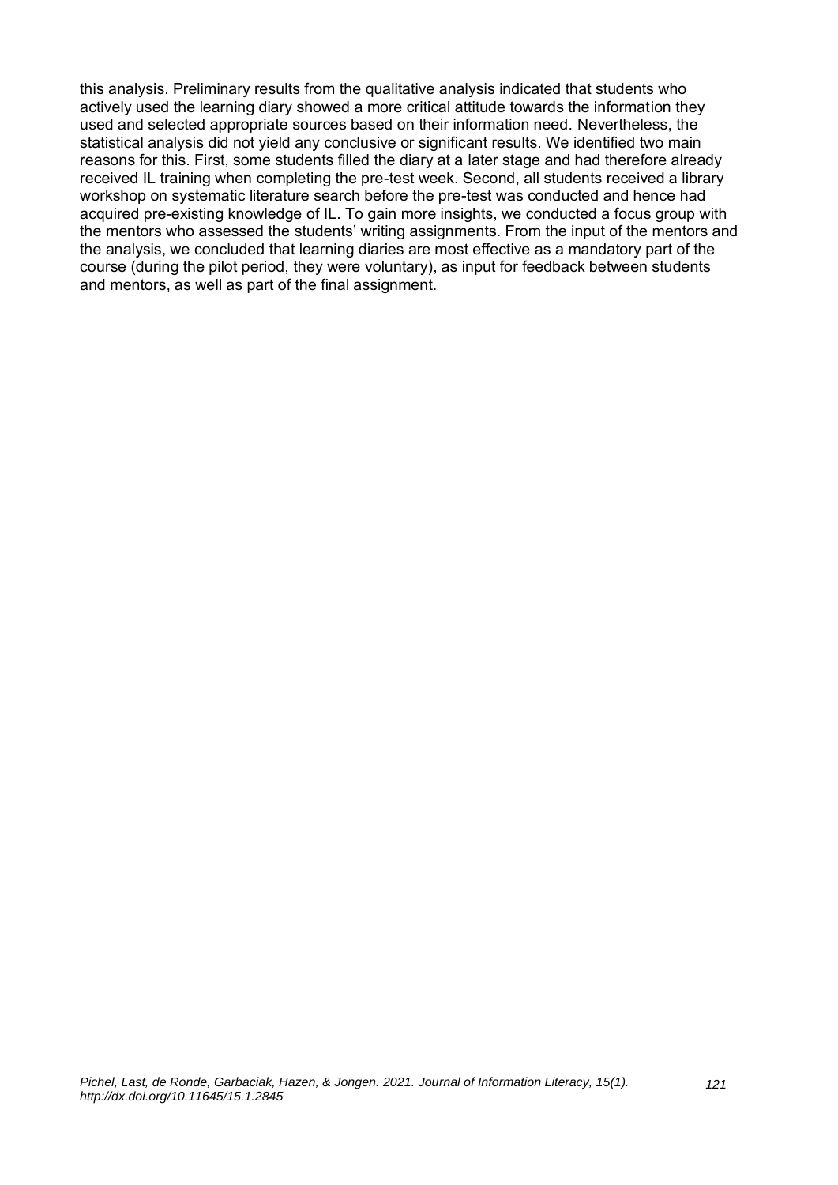this analysis. Preliminary results from the qualitative analysis indicated that students who actively used the learning diary showed a more critical attitude towards the information they used and selected appropriate sources based on their information need. Nevertheless, the statistical analysis did not yield any conclusive or significant results. We identified two main reasons for this. First, some students filled the diary at a later stage and had therefore already received IL training when completing the pre-test week. Second, all students received a library workshop on systematic literature search before the pre-test was conducted and hence had acquired pre-existing knowledge of IL. To gain more insights, we conducted a focus group with the mentors who assessed the students' writing assignments. From the input of the mentors and the analysis, we concluded that learning diaries are most effective as a mandatory part of the course (during the pilot period, they were voluntary), as input for feedback between students and mentors, as well as part of the final assignment.